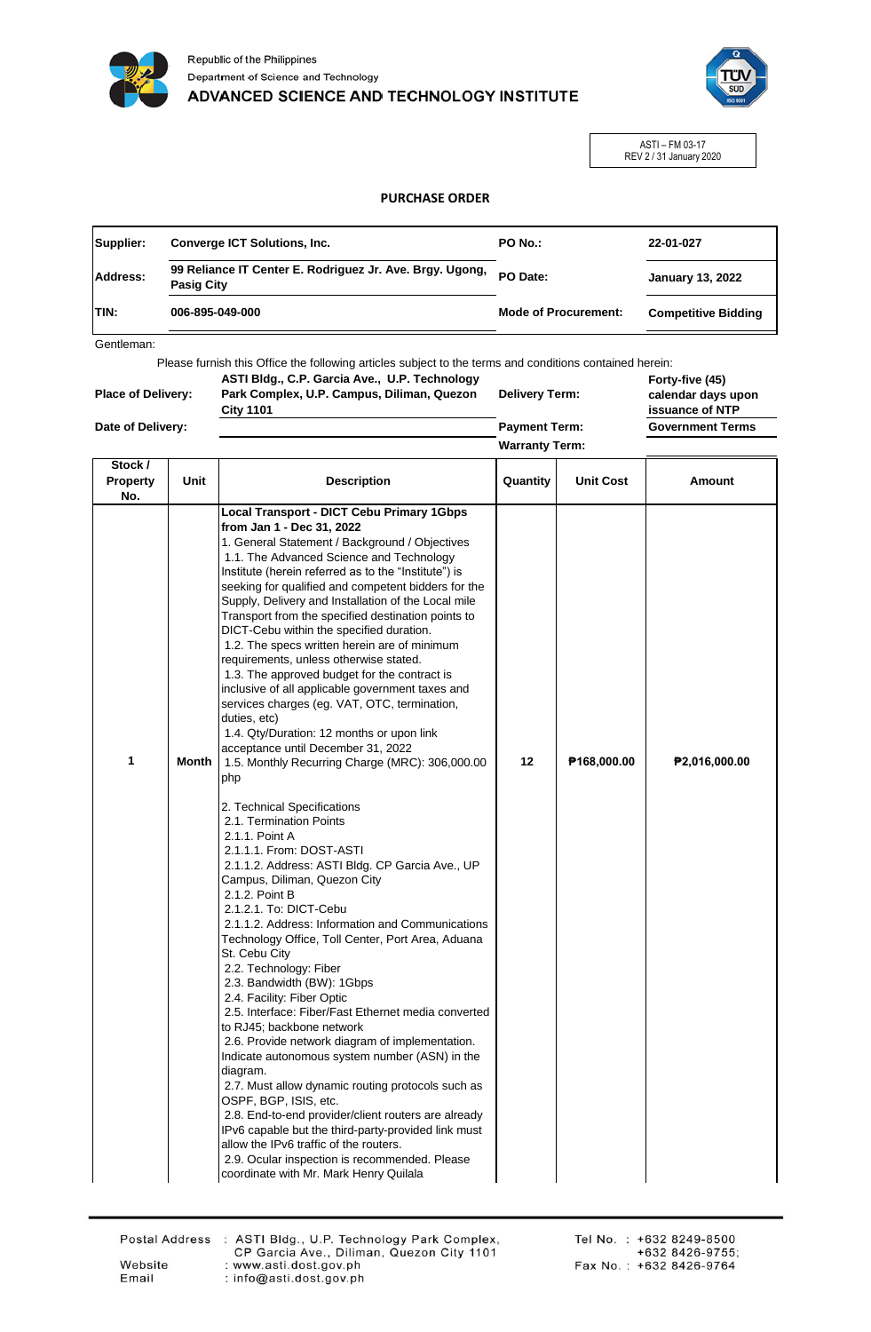Republic of the Philippines
Department of Science and Technology
ADVANCED SCIENCE AND TECHNOLOGY INSTITUTE

ASTI – FM 03-17
REV 2 / 31 January 2020

# PURCHASE ORDER

| | | | |
|---|---|---|---|
| **Supplier:** | **Converge ICT Solutions, Inc.** | **PO No.:** | **22-01-027** |
| **Address:** | **99 Reliance IT Center E. Rodriguez Jr. Ave. Brgy. Ugong, Pasig City** | **PO Date:** | **January 13, 2022** |
| **TIN:** | **006-895-049-000** | **Mode of Procurement:** | **Competitive Bidding** |

Gentleman:

Please furnish this Office the following articles subject to the terms and conditions contained herein:

| | | | |
|---|---|---|---|
| **Place of Delivery:** | **ASTI Bldg., C.P. Garcia Ave., U.P. Technology Park Complex, U.P. Campus, Diliman, Quezon City 1101** | **Delivery Term:** | **Forty-five (45) calendar days upon issuance of NTP** |
| **Date of Delivery:** | | **Payment Term:** | **Government Terms** |
| | | **Warranty Term:** | |

| Stock / Property No. | Unit | Description | Quantity | Unit Cost | Amount |
|---|---|---|---|---|---|
| 1 | Month | **Local Transport - DICT Cebu Primary 1Gbps from Jan 1 - Dec 31, 2022**<br>1. General Statement / Background / Objectives<br>1.1. The Advanced Science and Technology Institute (herein referred as to the "Institute") is seeking for qualified and competent bidders for the Supply, Delivery and Installation of the Local mile Transport from the specified destination points to DICT-Cebu within the specified duration.<br>1.2. The specs written herein are of minimum requirements, unless otherwise stated.<br>1.3. The approved budget for the contract is inclusive of all applicable government taxes and services charges (eg. VAT, OTC, termination, duties, etc)<br>1.4. Qty/Duration: 12 months or upon link acceptance until December 31, 2022<br>1.5. Monthly Recurring Charge (MRC): 306,000.00 php<br><br>2. Technical Specifications<br>2.1. Termination Points<br>2.1.1. Point A<br>2.1.1.1. From: DOST-ASTI<br>2.1.1.2. Address: ASTI Bldg. CP Garcia Ave., UP Campus, Diliman, Quezon City<br>2.1.2. Point B<br>2.1.2.1. To: DICT-Cebu<br>2.1.1.2. Address: Information and Communications Technology Office, Toll Center, Port Area, Aduana St. Cebu City<br>2.2. Technology: Fiber<br>2.3. Bandwidth (BW): 1Gbps<br>2.4. Facility: Fiber Optic<br>2.5. Interface: Fiber/Fast Ethernet media converted to RJ45; backbone network<br>2.6. Provide network diagram of implementation. Indicate autonomous system number (ASN) in the diagram.<br>2.7. Must allow dynamic routing protocols such as OSPF, BGP, ISIS, etc.<br>2.8. End-to-end provider/client routers are already IPv6 capable but the third-party-provided link must allow the IPv6 traffic of the routers.<br>2.9. Ocular inspection is recommended. Please coordinate with Mr. Mark Henry Quilala | 12 | ₱168,000.00 | ₱2,016,000.00 |

Postal Address : ASTI Bldg., U.P. Technology Park Complex, CP Garcia Ave., Diliman, Quezon City 1101
Website : www.asti.dost.gov.ph
Email : info@asti.dost.gov.ph
Tel No. : +632 8249-8500 +632 8426-9755;
Fax No. : +632 8426-9764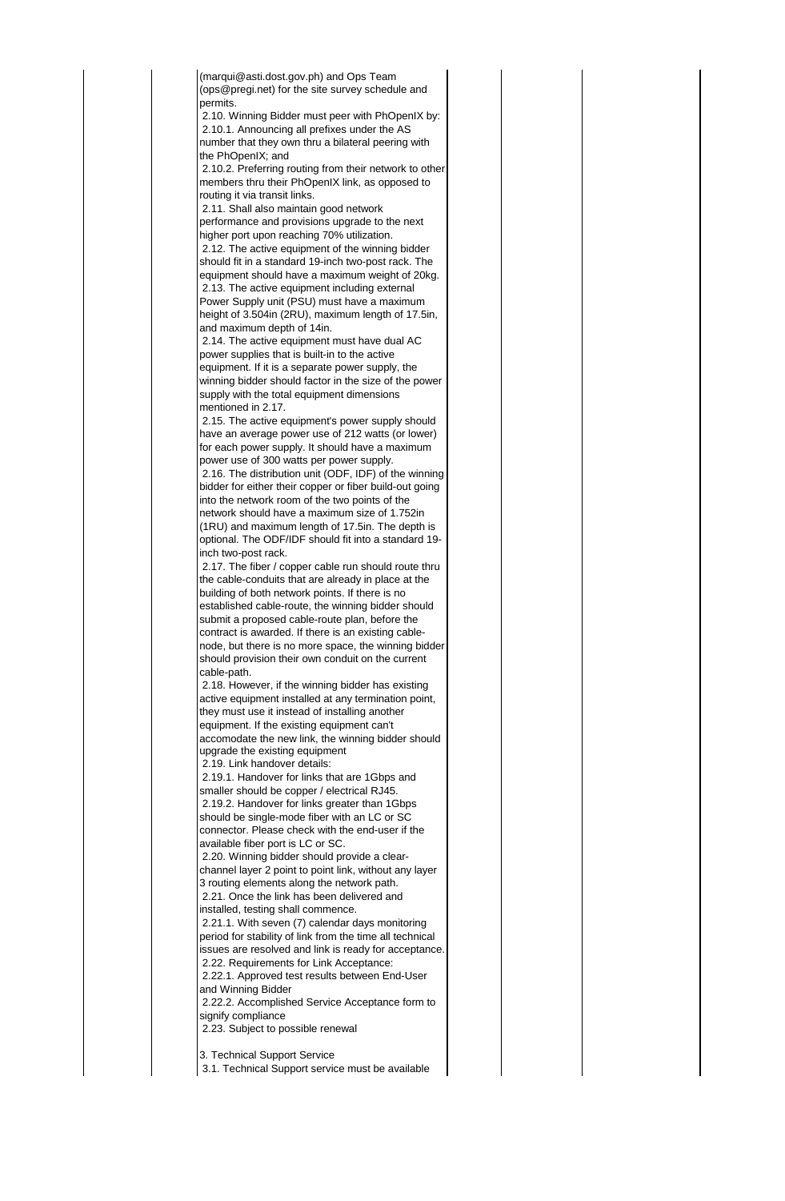(marqui@asti.dost.gov.ph) and Ops Team (ops@pregi.net) for the site survey schedule and permits.

2.10. Winning Bidder must peer with PhOpenIX by:

2.10.1. Announcing all prefixes under the AS number that they own thru a bilateral peering with the PhOpenIX; and

2.10.2. Preferring routing from their network to other members thru their PhOpenIX link, as opposed to routing it via transit links.

2.11. Shall also maintain good network performance and provisions upgrade to the next higher port upon reaching 70% utilization.

2.12. The active equipment of the winning bidder should fit in a standard 19-inch two-post rack. The equipment should have a maximum weight of 20kg.

2.13. The active equipment including external Power Supply unit (PSU) must have a maximum height of 3.504in (2RU), maximum length of 17.5in, and maximum depth of 14in.

2.14. The active equipment must have dual AC power supplies that is built-in to the active equipment. If it is a separate power supply, the winning bidder should factor in the size of the power supply with the total equipment dimensions mentioned in 2.17.

2.15. The active equipment's power supply should have an average power use of 212 watts (or lower) for each power supply. It should have a maximum power use of 300 watts per power supply.

2.16. The distribution unit (ODF, IDF) of the winning bidder for either their copper or fiber build-out going into the network room of the two points of the network should have a maximum size of 1.752in (1RU) and maximum length of 17.5in. The depth is optional. The ODF/IDF should fit into a standard 19-inch two-post rack.

2.17. The fiber / copper cable run should route thru the cable-conduits that are already in place at the building of both network points. If there is no established cable-route, the winning bidder should submit a proposed cable-route plan, before the contract is awarded. If there is an existing cable-node, but there is no more space, the winning bidder should provision their own conduit on the current cable-path.

2.18. However, if the winning bidder has existing active equipment installed at any termination point, they must use it instead of installing another equipment. If the existing equipment can't accomodate the new link, the winning bidder should upgrade the existing equipment

2.19. Link handover details:

2.19.1. Handover for links that are 1Gbps and smaller should be copper / electrical RJ45.

2.19.2. Handover for links greater than 1Gbps should be single-mode fiber with an LC or SC connector. Please check with the end-user if the available fiber port is LC or SC.

2.20. Winning bidder should provide a clear-channel layer 2 point to point link, without any layer 3 routing elements along the network path.

2.21. Once the link has been delivered and installed, testing shall commence.

2.21.1. With seven (7) calendar days monitoring period for stability of link from the time all technical issues are resolved and link is ready for acceptance.

2.22. Requirements for Link Acceptance:

2.22.1. Approved test results between End-User and Winning Bidder

2.22.2. Accomplished Service Acceptance form to signify compliance

2.23. Subject to possible renewal

3. Technical Support Service

3.1. Technical Support service must be available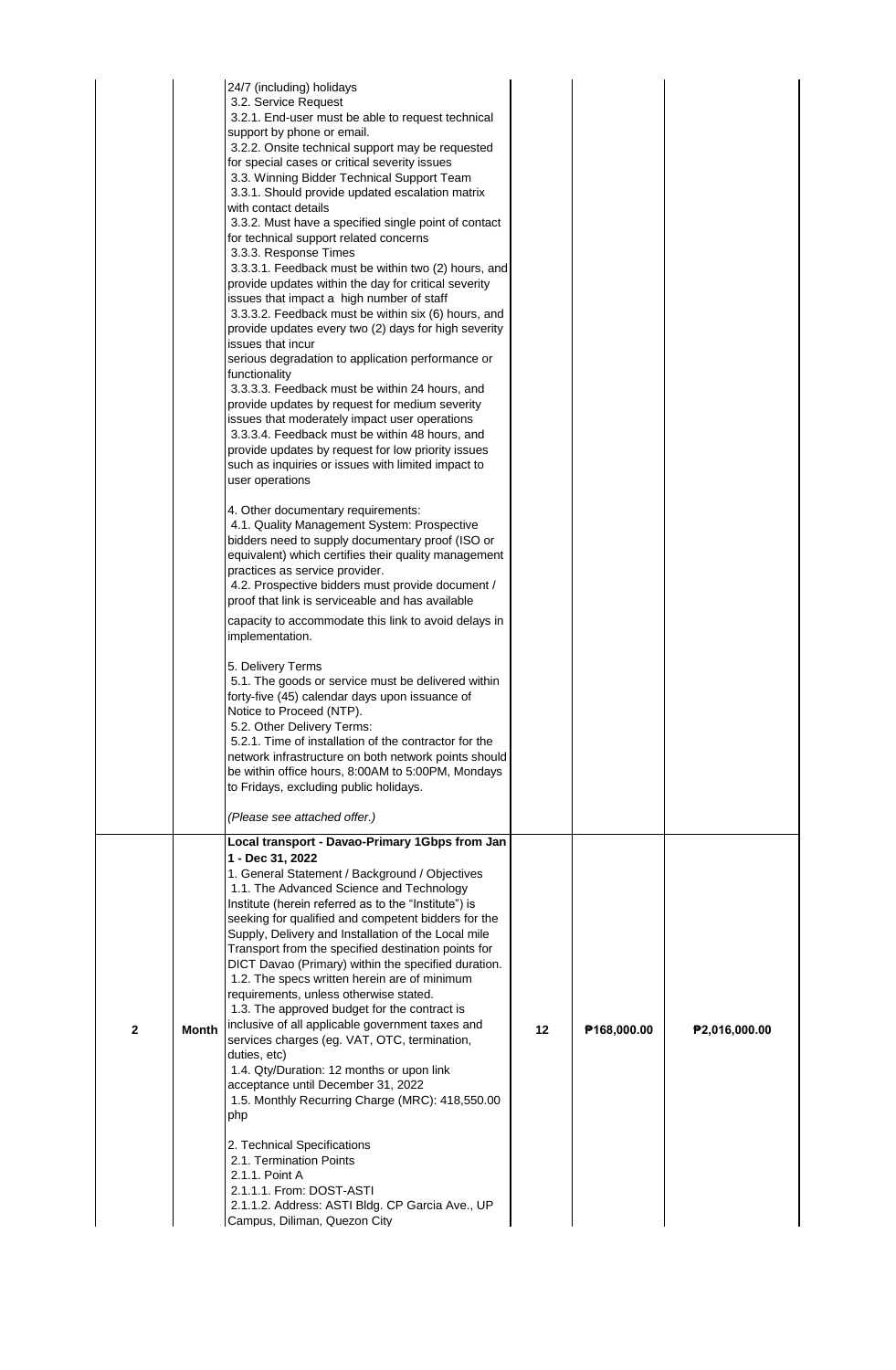| | | | | | |
|---|---|---|---|---|---|
| | | 24/7 (including) holidays<br>3.2. Service Request<br>3.2.1. End-user must be able to request technical support by phone or email.<br>3.2.2. Onsite technical support may be requested for special cases or critical severity issues<br>3.3. Winning Bidder Technical Support Team<br>3.3.1. Should provide updated escalation matrix with contact details<br>3.3.2. Must have a specified single point of contact for technical support related concerns<br>3.3.3. Response Times<br>3.3.3.1. Feedback must be within two (2) hours, and provide updates within the day for critical severity issues that impact a high number of staff<br>3.3.3.2. Feedback must be within six (6) hours, and provide updates every two (2) days for high severity issues that incur<br>serious degradation to application performance or functionality<br>3.3.3.3. Feedback must be within 24 hours, and provide updates by request for medium severity issues that moderately impact user operations<br>3.3.3.4. Feedback must be within 48 hours, and provide updates by request for low priority issues such as inquiries or issues with limited impact to user operations<br><br>4. Other documentary requirements:<br>4.1. Quality Management System: Prospective bidders need to supply documentary proof (ISO or equivalent) which certifies their quality management practices as service provider.<br>4.2. Prospective bidders must provide document / proof that link is serviceable and has available capacity to accommodate this link to avoid delays in implementation.<br><br>5. Delivery Terms<br>5.1. The goods or service must be delivered within forty-five (45) calendar days upon issuance of Notice to Proceed (NTP).<br>5.2. Other Delivery Terms:<br>5.2.1. Time of installation of the contractor for the network infrastructure on both network points should be within office hours, 8:00AM to 5:00PM, Mondays to Fridays, excluding public holidays.<br><br>*(Please see attached offer.)* | | | |
| **2** | **Month** | **Local transport - Davao-Primary 1Gbps from Jan 1 - Dec 31, 2022**<br>1. General Statement / Background / Objectives<br>1.1. The Advanced Science and Technology Institute (herein referred as to the "Institute") is seeking for qualified and competent bidders for the Supply, Delivery and Installation of the Local mile Transport from the specified destination points for DICT Davao (Primary) within the specified duration.<br>1.2. The specs written herein are of minimum requirements, unless otherwise stated.<br>1.3. The approved budget for the contract is inclusive of all applicable government taxes and services charges (eg. VAT, OTC, termination, duties, etc)<br>1.4. Qty/Duration: 12 months or upon link acceptance until December 31, 2022<br>1.5. Monthly Recurring Charge (MRC): 418,550.00 php<br><br>2. Technical Specifications<br>2.1. Termination Points<br>2.1.1. Point A<br>2.1.1.1. From: DOST-ASTI<br>2.1.1.2. Address: ASTI Bldg. CP Garcia Ave., UP Campus, Diliman, Quezon City | **12** | **₱168,000.00** | **₱2,016,000.00** |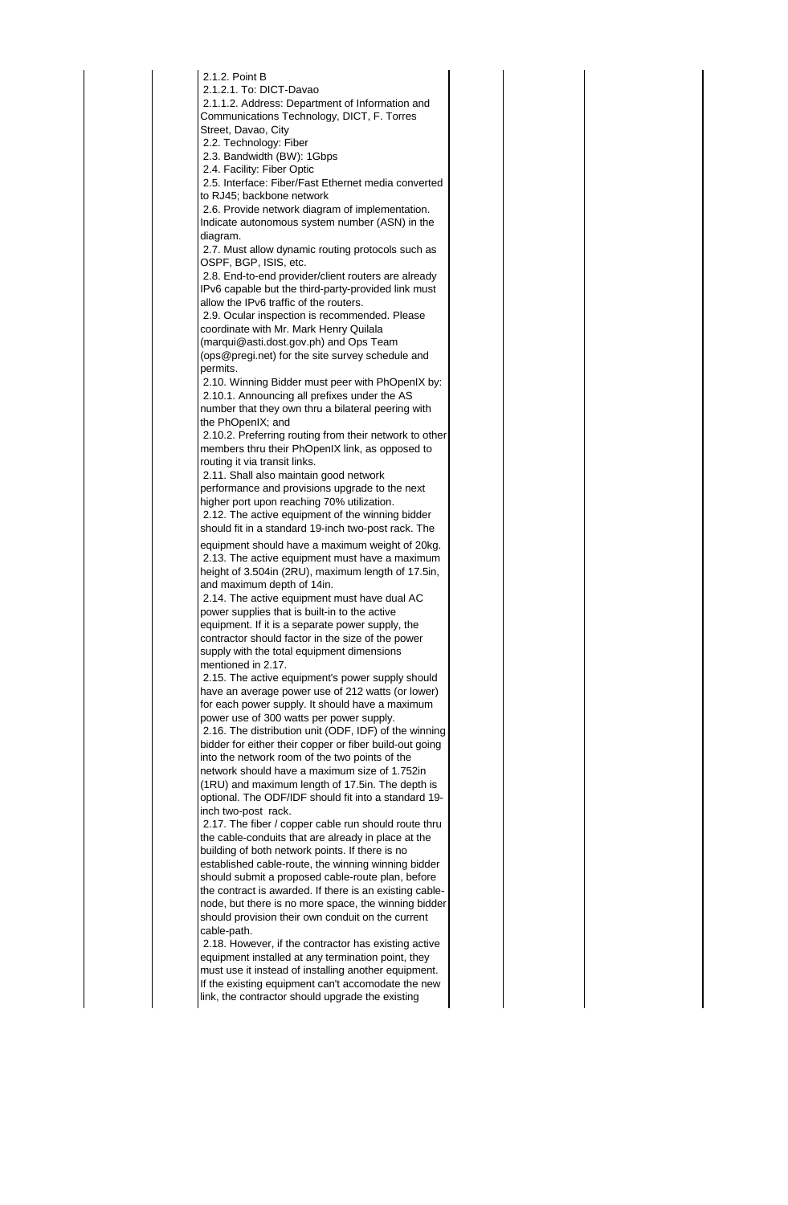| | | | | | |
|---|---|---|---|---|---|
| | | 2.1.2. Point B<br>2.1.2.1. To: DICT-Davao<br>2.1.1.2. Address: Department of Information and Communications Technology, DICT, F. Torres Street, Davao, City<br>2.2. Technology: Fiber<br>2.3. Bandwidth (BW): 1Gbps<br>2.4. Facility: Fiber Optic<br>2.5. Interface: Fiber/Fast Ethernet media converted to RJ45; backbone network<br>2.6. Provide network diagram of implementation. Indicate autonomous system number (ASN) in the diagram.<br>2.7. Must allow dynamic routing protocols such as OSPF, BGP, ISIS, etc.<br>2.8. End-to-end provider/client routers are already IPv6 capable but the third-party-provided link must allow the IPv6 traffic of the routers.<br>2.9. Ocular inspection is recommended. Please coordinate with Mr. Mark Henry Quilala (marqui@asti.dost.gov.ph) and Ops Team (ops@pregi.net) for the site survey schedule and permits.<br>2.10. Winning Bidder must peer with PhOpenIX by:<br>2.10.1. Announcing all prefixes under the AS number that they own thru a bilateral peering with the PhOpenIX; and<br>2.10.2. Preferring routing from their network to other members thru their PhOpenIX link, as opposed to routing it via transit links.<br>2.11. Shall also maintain good network performance and provisions upgrade to the next higher port upon reaching 70% utilization.<br>2.12. The active equipment of the winning bidder should fit in a standard 19-inch two-post rack. The equipment should have a maximum weight of 20kg.<br>2.13. The active equipment must have a maximum height of 3.504in (2RU), maximum length of 17.5in, and maximum depth of 14in.<br>2.14. The active equipment must have dual AC power supplies that is built-in to the active equipment. If it is a separate power supply, the contractor should factor in the size of the power supply with the total equipment dimensions mentioned in 2.17.<br>2.15. The active equipment's power supply should have an average power use of 212 watts (or lower) for each power supply. It should have a maximum power use of 300 watts per power supply.<br>2.16. The distribution unit (ODF, IDF) of the winning bidder for either their copper or fiber build-out going into the network room of the two points of the network should have a maximum size of 1.752in (1RU) and maximum length of 17.5in. The depth is optional. The ODF/IDF should fit into a standard 19-inch two-post rack.<br>2.17. The fiber / copper cable run should route thru the cable-conduits that are already in place at the building of both network points. If there is no established cable-route, the winning winning bidder should submit a proposed cable-route plan, before the contract is awarded. If there is an existing cable-node, but there is no more space, the winning bidder should provision their own conduit on the current cable-path.<br>2.18. However, if the contractor has existing active equipment installed at any termination point, they must use it instead of installing another equipment. If the existing equipment can't accomodate the new link, the contractor should upgrade the existing | | | |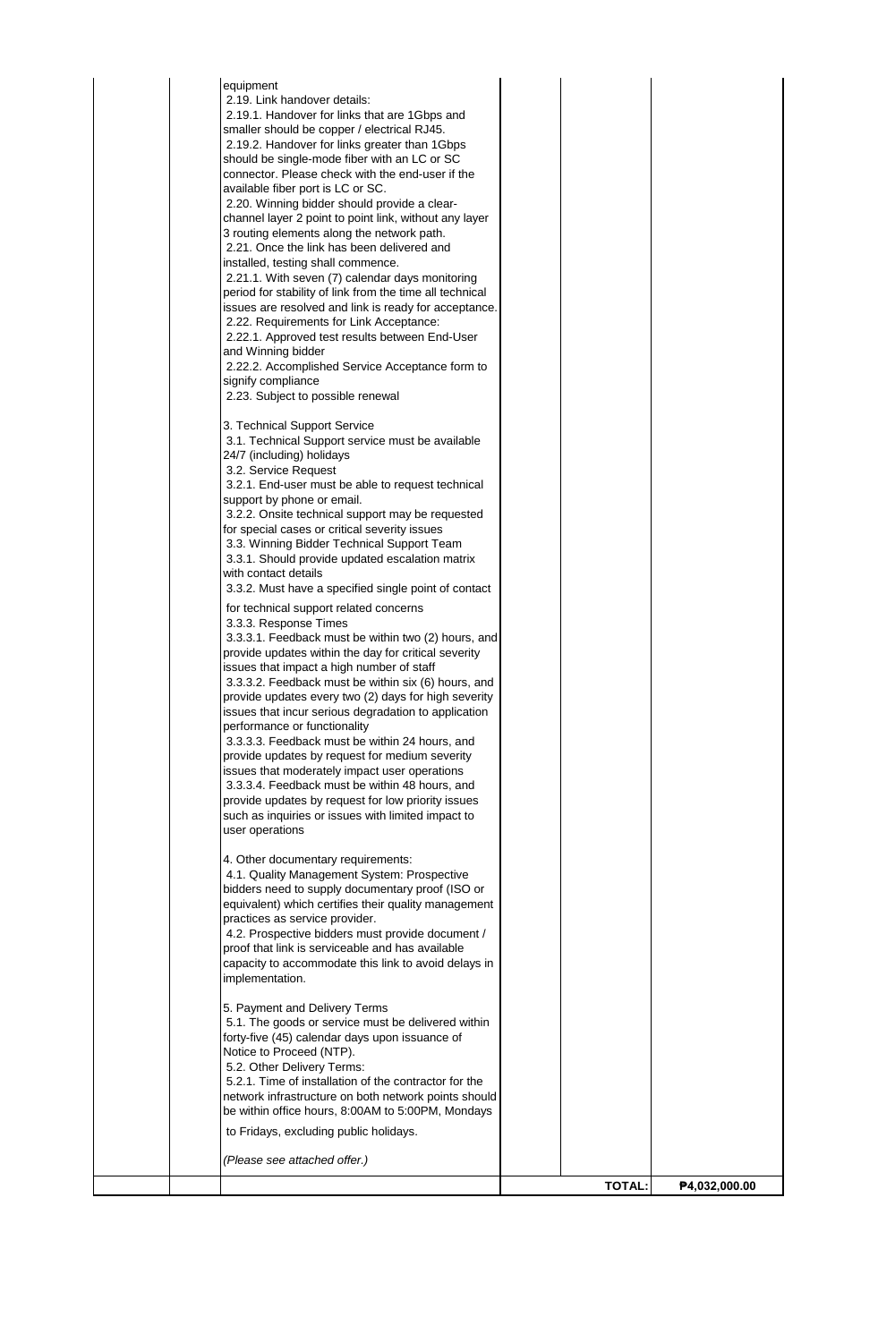| | | | | | |
|---|---|---|---|---|---|
| | | equipment<br>2.19. Link handover details:<br>2.19.1. Handover for links that are 1Gbps and smaller should be copper / electrical RJ45.<br>2.19.2. Handover for links greater than 1Gbps should be single-mode fiber with an LC or SC connector. Please check with the end-user if the available fiber port is LC or SC.<br>2.20. Winning bidder should provide a clear-channel layer 2 point to point link, without any layer 3 routing elements along the network path.<br>2.21. Once the link has been delivered and installed, testing shall commence.<br>2.21.1. With seven (7) calendar days monitoring period for stability of link from the time all technical issues are resolved and link is ready for acceptance.<br>2.22. Requirements for Link Acceptance:<br>2.22.1. Approved test results between End-User and Winning bidder<br>2.22.2. Accomplished Service Acceptance form to signify compliance<br>2.23. Subject to possible renewal<br><br>3. Technical Support Service<br>3.1. Technical Support service must be available 24/7 (including) holidays<br>3.2. Service Request<br>3.2.1. End-user must be able to request technical support by phone or email.<br>3.2.2. Onsite technical support may be requested for special cases or critical severity issues<br>3.3. Winning Bidder Technical Support Team<br>3.3.1. Should provide updated escalation matrix with contact details<br>3.3.2. Must have a specified single point of contact for technical support related concerns<br>3.3.3. Response Times<br>3.3.3.1. Feedback must be within two (2) hours, and provide updates within the day for critical severity issues that impact a high number of staff<br>3.3.3.2. Feedback must be within six (6) hours, and provide updates every two (2) days for high severity issues that incur serious degradation to application performance or functionality<br>3.3.3.3. Feedback must be within 24 hours, and provide updates by request for medium severity issues that moderately impact user operations<br>3.3.3.4. Feedback must be within 48 hours, and provide updates by request for low priority issues such as inquiries or issues with limited impact to user operations<br><br>4. Other documentary requirements:<br>4.1. Quality Management System: Prospective bidders need to supply documentary proof (ISO or equivalent) which certifies their quality management practices as service provider.<br>4.2. Prospective bidders must provide document / proof that link is serviceable and has available capacity to accommodate this link to avoid delays in implementation.<br><br>5. Payment and Delivery Terms<br>5.1. The goods or service must be delivered within forty-five (45) calendar days upon issuance of Notice to Proceed (NTP).<br>5.2. Other Delivery Terms:<br>5.2.1. Time of installation of the contractor for the network infrastructure on both network points should be within office hours, 8:00AM to 5:00PM, Mondays to Fridays, excluding public holidays.<br><br>*(Please see attached offer.)* | | | |
| | | | | **TOTAL:** | **₱4,032,000.00** |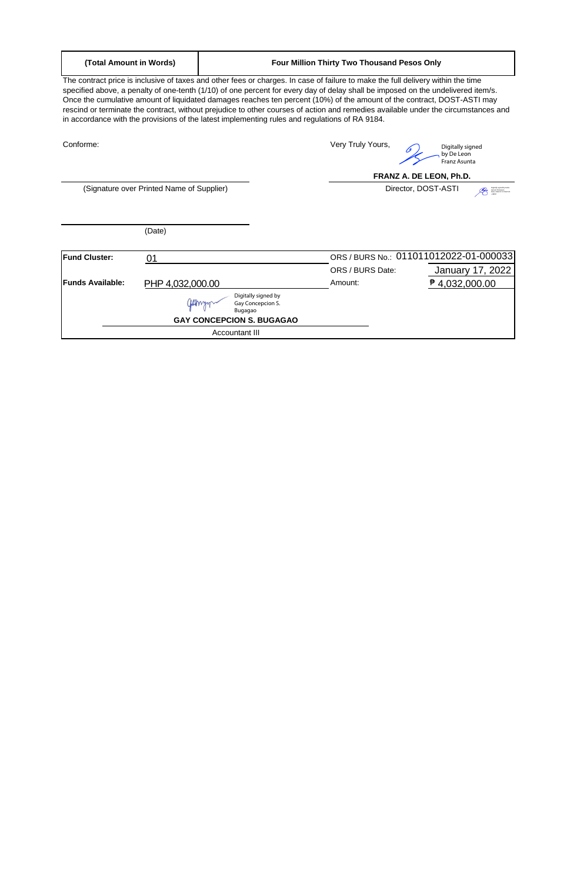| (Total Amount in Words) | Four Million Thirty Two Thousand Pesos Only |
|---|---|

The contract price is inclusive of taxes and other fees or charges. In case of failure to make the full delivery within the time specified above, a penalty of one-tenth (1/10) of one percent for every day of delay shall be imposed on the undelivered item/s. Once the cumulative amount of liquidated damages reaches ten percent (10%) of the amount of the contract, DOST-ASTI may rescind or terminate the contract, without prejudice to other courses of action and remedies available under the circumstances and in accordance with the provisions of the latest implementing rules and regulations of RA 9184.

Conforme:

(Signature over Printed Name of Supplier)

(Date)

Very Truly Yours,

Digitally signed by De Leon Franz Asunta

**FRANZ A. DE LEON, Ph.D.**

Director, DOST-ASTI

| | | | |
|---|---|---|---|
| **Fund Cluster:** | 01 | ORS / BURS No.: | 011011012022-01-000033 |
| | | ORS / BURS Date: | January 17, 2022 |
| **Funds Available:** | PHP 4,032,000.00 | Amount: | ₱ 4,032,000.00 |

Digitally signed by Gay Concepcion S. Bugagao

**GAY CONCEPCION S. BUGAGAO**

Accountant III